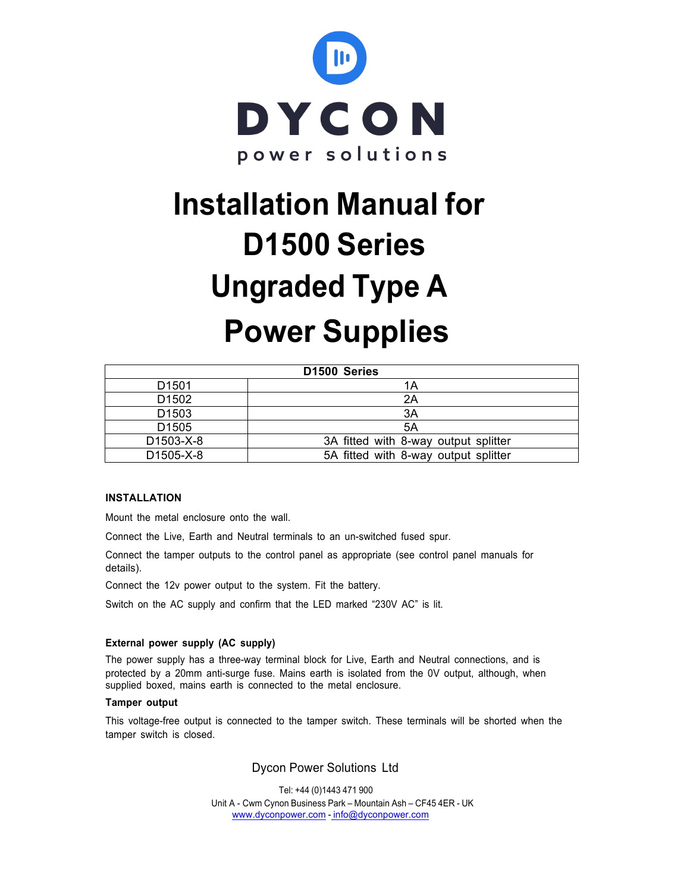DYCON

power solutions

# Installation Manual for D1500 Series Ungraded Type A Power Supplies

| D1500 Series | |
|---|---|
| D1501 | 1A |
| D1502 | 2A |
| D1503 | 3A |
| D1505 | 5A |
| D1503-X-8 | 3A fitted with 8-way output splitter |
| D1505-X-8 | 5A fitted with 8-way output splitter |

## INSTALLATION

Mount the metal enclosure onto the wall.

Connect the Live, Earth and Neutral terminals to an un-switched fused spur.

Connect the tamper outputs to the control panel as appropriate (see control panel manuals for details).

Connect the 12v power output to the system. Fit the battery.

Switch on the AC supply and confirm that the LED marked “230V AC” is lit.

### External power supply (AC supply)

The power supply has a three-way terminal block for Live, Earth and Neutral connections, and is protected by a 20mm anti-surge fuse. Mains earth is isolated from the 0V output, although, when supplied boxed, mains earth is connected to the metal enclosure.

### Tamper output

This voltage-free output is connected to the tamper switch. These terminals will be shorted when the tamper switch is closed.

Dycon Power Solutions Ltd

Tel: +44 (0)1443 471 900

Unit A - Cwm Cynon Business Park – Mountain Ash – CF45 4ER - UK

www.dyconpower.com - info@dyconpower.com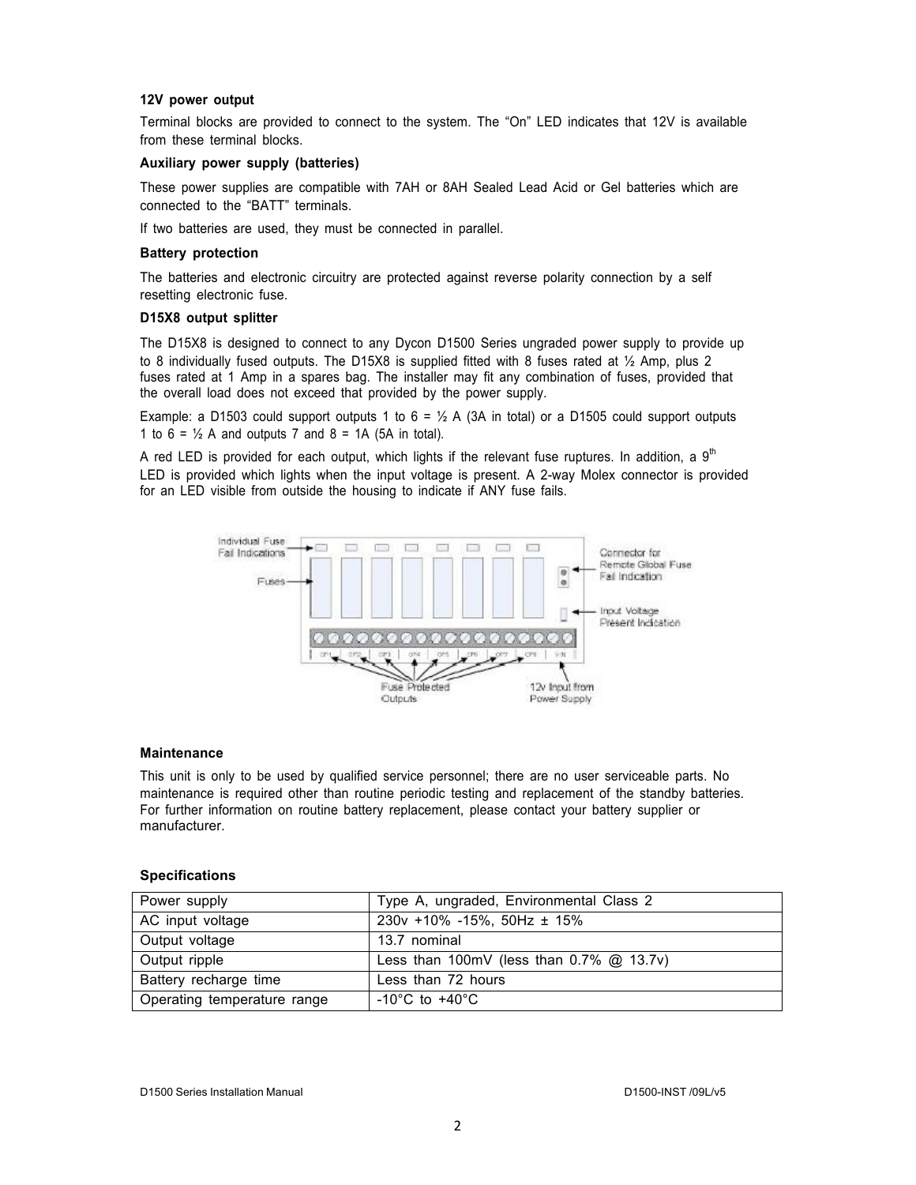**12V power output**

Terminal blocks are provided to connect to the system. The "On" LED indicates that 12V is available from these terminal blocks.

**Auxiliary power supply (batteries)**

These power supplies are compatible with 7AH or 8AH Sealed Lead Acid or Gel batteries which are connected to the "BATT" terminals.

If two batteries are used, they must be connected in parallel.

**Battery protection**

The batteries and electronic circuitry are protected against reverse polarity connection by a self resetting electronic fuse.

**D15X8 output splitter**

The D15X8 is designed to connect to any Dycon D1500 Series ungraded power supply to provide up to 8 individually fused outputs. The D15X8 is supplied fitted with 8 fuses rated at ½ Amp, plus 2 fuses rated at 1 Amp in a spares bag. The installer may fit any combination of fuses, provided that the overall load does not exceed that provided by the power supply.

Example: a D1503 could support outputs 1 to 6 = ½ A (3A in total) or a D1505 could support outputs 1 to 6 = ½ A and outputs 7 and 8 = 1A (5A in total).

A red LED is provided for each output, which lights if the relevant fuse ruptures. In addition, a 9th LED is provided which lights when the input voltage is present. A 2-way Molex connector is provided for an LED visible from outside the housing to indicate if ANY fuse fails.

Individual Fuse Fail Indications

Fuses

Connector for Remote Global Fuse Fail Indication

Input Voltage Present Indication

OP1 OP2 OP3 OP4 OP5 OP6 OP7 OP8 VIN

Fuse Protected Outputs

12v Input from Power Supply

**Maintenance**

This unit is only to be used by qualified service personnel; there are no user serviceable parts. No maintenance is required other than routine periodic testing and replacement of the standby batteries. For further information on routine battery replacement, please contact your battery supplier or manufacturer.

**Specifications**

| Power supply | Type A, ungraded, Environmental Class 2 |
|---|---|
| AC input voltage | 230v +10% -15%, 50Hz ± 15% |
| Output voltage | 13.7 nominal |
| Output ripple | Less than 100mV (less than 0.7% @ 13.7v) |
| Battery recharge time | Less than 72 hours |
| Operating temperature range | -10°C to +40°C |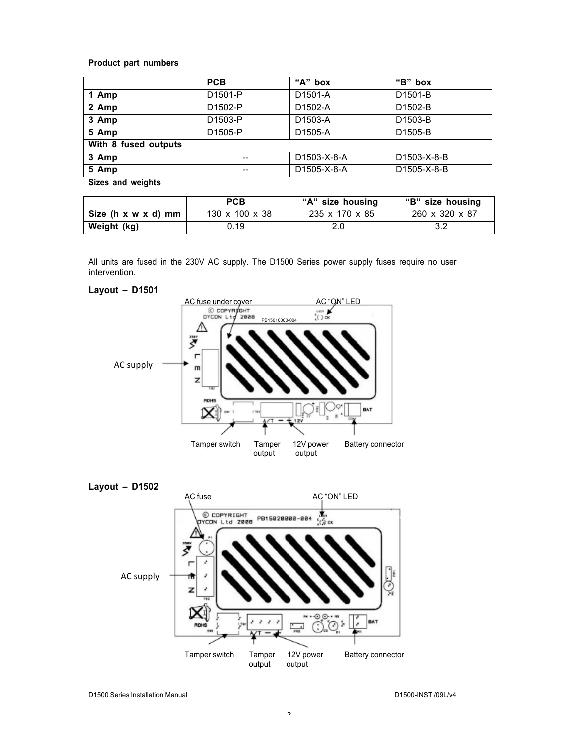**Product part numbers**

| | PCB | "A" box | "B" box |
|---|---|---|---|
| **1 Amp** | D1501-P | D1501-A | D1501-B |
| **2 Amp** | D1502-P | D1502-A | D1502-B |
| **3 Amp** | D1503-P | D1503-A | D1503-B |
| **5 Amp** | D1505-P | D1505-A | D1505-B |
| **With 8 fused outputs** | | | |
| **3 Amp** | -- | D1503-X-8-A | D1503-X-8-B |
| **5 Amp** | -- | D1505-X-8-A | D1505-X-8-B |

**Sizes and weights**

| | PCB | "A" size housing | "B" size housing |
|---|---|---|---|
| **Size (h x w x d) mm** | 130 x 100 x 38 | 235 x 170 x 85 | 260 x 320 x 87 |
| **Weight (kg)** | 0.19 | 2.0 | 3.2 |

All units are fused in the 230V AC supply. The D1500 Series power supply fuses require no user intervention.

## Layout – D1501

AC fuse under cover — AC "ON" LED — AC supply — Tamper switch — Tamper output — 12V power output — Battery connector

## Layout – D1502

AC fuse — AC "ON" LED — AC supply — Tamper switch — Tamper output — 12V power output — Battery connector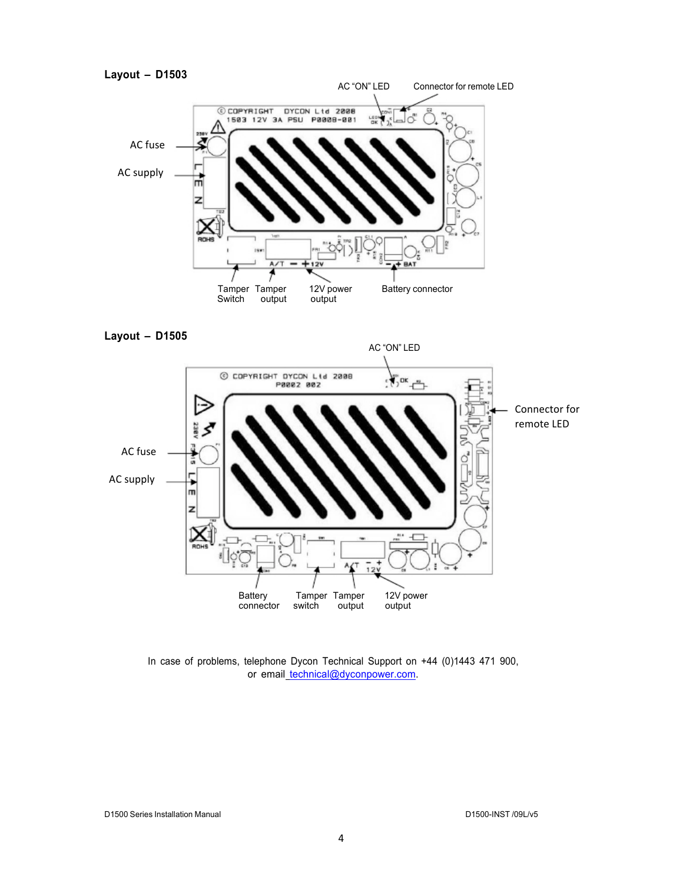**Layout – D1503**

AC "ON" LED

Connector for remote LED

AC fuse

AC supply

Tamper Switch

Tamper output

12V power output

Battery connector

**Layout – D1505**

AC "ON" LED

Connector for remote LED

AC fuse

AC supply

Battery connector

Tamper switch

Tamper output

12V power output

In case of problems, telephone Dycon Technical Support on +44 (0)1443 471 900, or email technical@dyconpower.com.